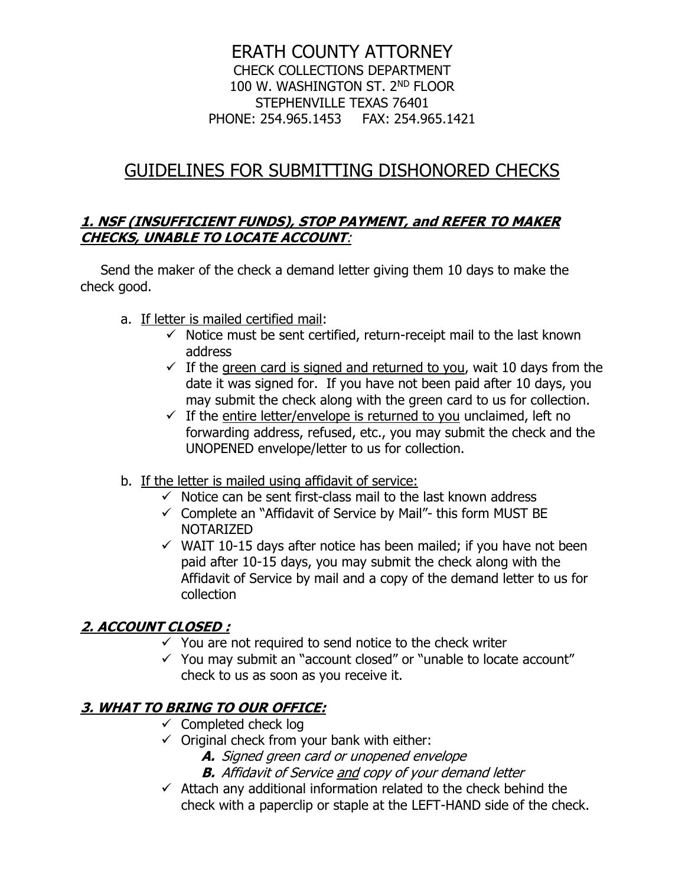# ERATH COUNTY ATTORNEY

CHECK COLLECTIONS DEPARTMENT
100 W. WASHINGTON ST. 2ND FLOOR
STEPHENVILLE TEXAS 76401
PHONE: 254.965.1453 FAX: 254.965.1421

## GUIDELINES FOR SUBMITTING DISHONORED CHECKS

### ***1. NSF (INSUFFICIENT FUNDS), STOP PAYMENT, and REFER TO MAKER CHECKS, UNABLE TO LOCATE ACCOUNT:***

Send the maker of the check a demand letter giving them 10 days to make the check good.

a. If letter is mailed certified mail:
   - ✓ Notice must be sent certified, return-receipt mail to the last known address
   - ✓ If the green card is signed and returned to you, wait 10 days from the date it was signed for. If you have not been paid after 10 days, you may submit the check along with the green card to us for collection.
   - ✓ If the entire letter/envelope is returned to you unclaimed, left no forwarding address, refused, etc., you may submit the check and the UNOPENED envelope/letter to us for collection.

b. If the letter is mailed using affidavit of service:
   - ✓ Notice can be sent first-class mail to the last known address
   - ✓ Complete an "Affidavit of Service by Mail"- this form MUST BE NOTARIZED
   - ✓ WAIT 10-15 days after notice has been mailed; if you have not been paid after 10-15 days, you may submit the check along with the Affidavit of Service by mail and a copy of the demand letter to us for collection

### ***2. ACCOUNT CLOSED :***

- ✓ You are not required to send notice to the check writer
- ✓ You may submit an "account closed" or "unable to locate account" check to us as soon as you receive it.

### ***3. WHAT TO BRING TO OUR OFFICE:***

- ✓ Completed check log
- ✓ Original check from your bank with either:
  - ***A.*** *Signed green card or unopened envelope*
  - ***B.*** *Affidavit of Service and copy of your demand letter*
- ✓ Attach any additional information related to the check behind the check with a paperclip or staple at the LEFT-HAND side of the check.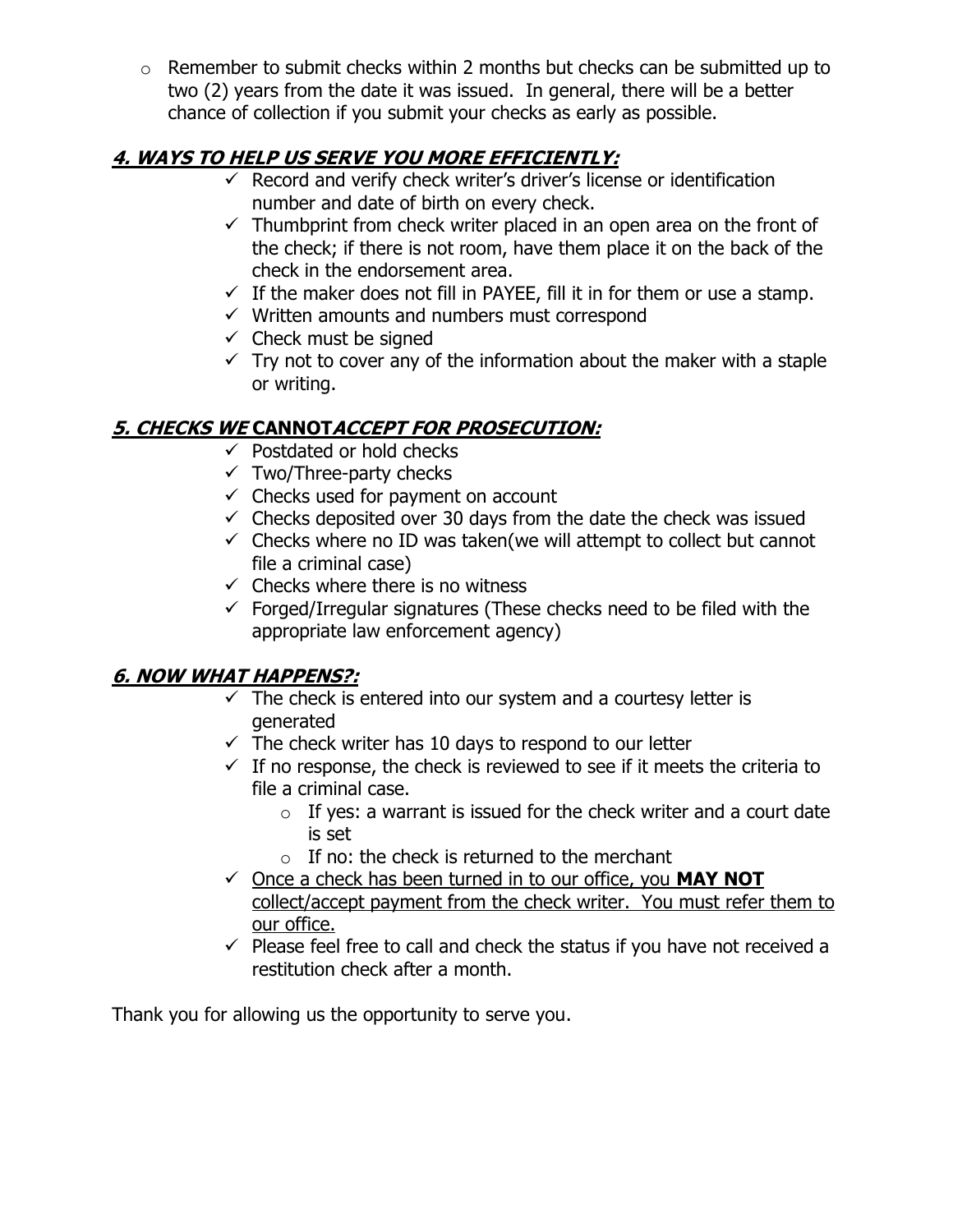- Remember to submit checks within 2 months but checks can be submitted up to two (2) years from the date it was issued. In general, there will be a better chance of collection if you submit your checks as early as possible.

## ***4. WAYS TO HELP US SERVE YOU MORE EFFICIENTLY:***

- ✓ Record and verify check writer's driver's license or identification number and date of birth on every check.
- ✓ Thumbprint from check writer placed in an open area on the front of the check; if there is not room, have them place it on the back of the check in the endorsement area.
- ✓ If the maker does not fill in PAYEE, fill it in for them or use a stamp.
- ✓ Written amounts and numbers must correspond
- ✓ Check must be signed
- ✓ Try not to cover any of the information about the maker with a staple or writing.

## ***5. CHECKS WE* CANNOT*ACCEPT FOR PROSECUTION:***

- ✓ Postdated or hold checks
- ✓ Two/Three-party checks
- ✓ Checks used for payment on account
- ✓ Checks deposited over 30 days from the date the check was issued
- ✓ Checks where no ID was taken(we will attempt to collect but cannot file a criminal case)
- ✓ Checks where there is no witness
- ✓ Forged/Irregular signatures (These checks need to be filed with the appropriate law enforcement agency)

## ***6. NOW WHAT HAPPENS?:***

- ✓ The check is entered into our system and a courtesy letter is generated
- ✓ The check writer has 10 days to respond to our letter
- ✓ If no response, the check is reviewed to see if it meets the criteria to file a criminal case.
  - If yes: a warrant is issued for the check writer and a court date is set
  - If no: the check is returned to the merchant
- ✓ <u>Once a check has been turned in to our office, you **MAY NOT** collect/accept payment from the check writer. You must refer them to our office.</u>
- ✓ Please feel free to call and check the status if you have not received a restitution check after a month.

Thank you for allowing us the opportunity to serve you.